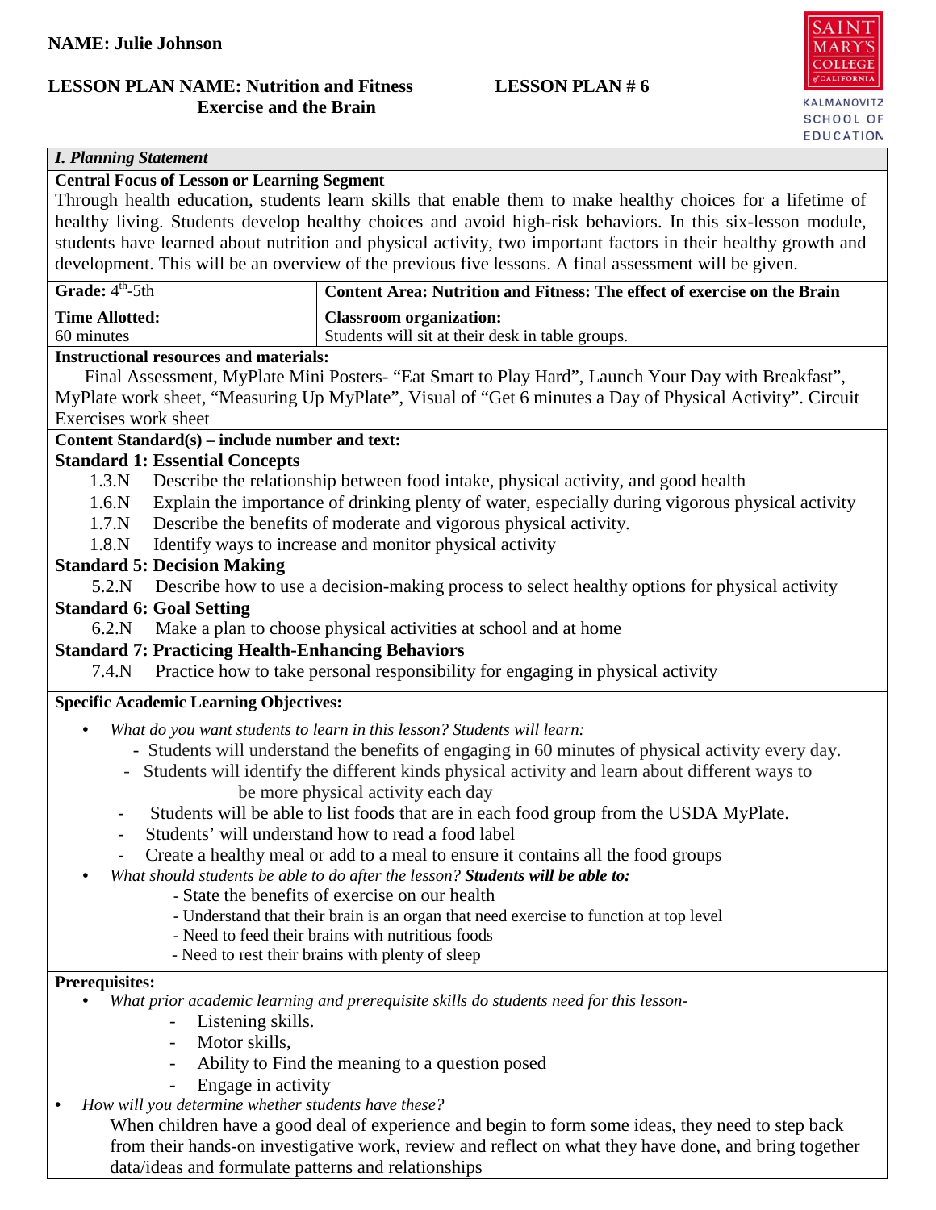**NAME: Julie Johnson**

**LESSON PLAN NAME: Nutrition and Fitness Exercise and the Brain** **LESSON PLAN # 6**

SAINT MARY'S COLLEGE of CALIFORNIA
KALMANOVITZ SCHOOL OF EDUCATION

### *I. Planning Statement*

**Central Focus of Lesson or Learning Segment**

Through health education, students learn skills that enable them to make healthy choices for a lifetime of healthy living. Students develop healthy choices and avoid high-risk behaviors. In this six-lesson module, students have learned about nutrition and physical activity, two important factors in their healthy growth and development. This will be an overview of the previous five lessons. A final assessment will be given.

| **Grade:** 4th-5th | **Content Area: Nutrition and Fitness: The effect of exercise on the Brain** |
|---|---|
| **Time Allotted:** 60 minutes | **Classroom organization:** Students will sit at their desk in table groups. |

**Instructional resources and materials:**

Final Assessment, MyPlate Mini Posters- "Eat Smart to Play Hard", Launch Your Day with Breakfast", MyPlate work sheet, "Measuring Up MyPlate", Visual of "Get 6 minutes a Day of Physical Activity". Circuit Exercises work sheet

**Content Standard(s) – include number and text:**

**Standard 1: Essential Concepts**

- 1.3.N Describe the relationship between food intake, physical activity, and good health
- 1.6.N Explain the importance of drinking plenty of water, especially during vigorous physical activity
- 1.7.N Describe the benefits of moderate and vigorous physical activity.
- 1.8.N Identify ways to increase and monitor physical activity

**Standard 5: Decision Making**

- 5.2.N Describe how to use a decision-making process to select healthy options for physical activity

**Standard 6: Goal Setting**

- 6.2.N Make a plan to choose physical activities at school and at home

**Standard 7: Practicing Health-Enhancing Behaviors**

- 7.4.N Practice how to take personal responsibility for engaging in physical activity

**Specific Academic Learning Objectives:**

- *What do you want students to learn in this lesson? Students will learn:*
  - Students will understand the benefits of engaging in 60 minutes of physical activity every day.
  - Students will identify the different kinds physical activity and learn about different ways to be more physical activity each day
  - Students will be able to list foods that are in each food group from the USDA MyPlate.
  - Students' will understand how to read a food label
  - Create a healthy meal or add to a meal to ensure it contains all the food groups
- *What should students be able to do after the lesson?* ***Students will be able to:***
  - State the benefits of exercise on our health
  - Understand that their brain is an organ that need exercise to function at top level
  - Need to feed their brains with nutritious foods
  - Need to rest their brains with plenty of sleep

**Prerequisites:**

- *What prior academic learning and prerequisite skills do students need for this lesson-*
  - Listening skills.
  - Motor skills,
  - Ability to Find the meaning to a question posed
  - Engage in activity
- *How will you determine whether students have these?*

  When children have a good deal of experience and begin to form some ideas, they need to step back from their hands-on investigative work, review and reflect on what they have done, and bring together data/ideas and formulate patterns and relationships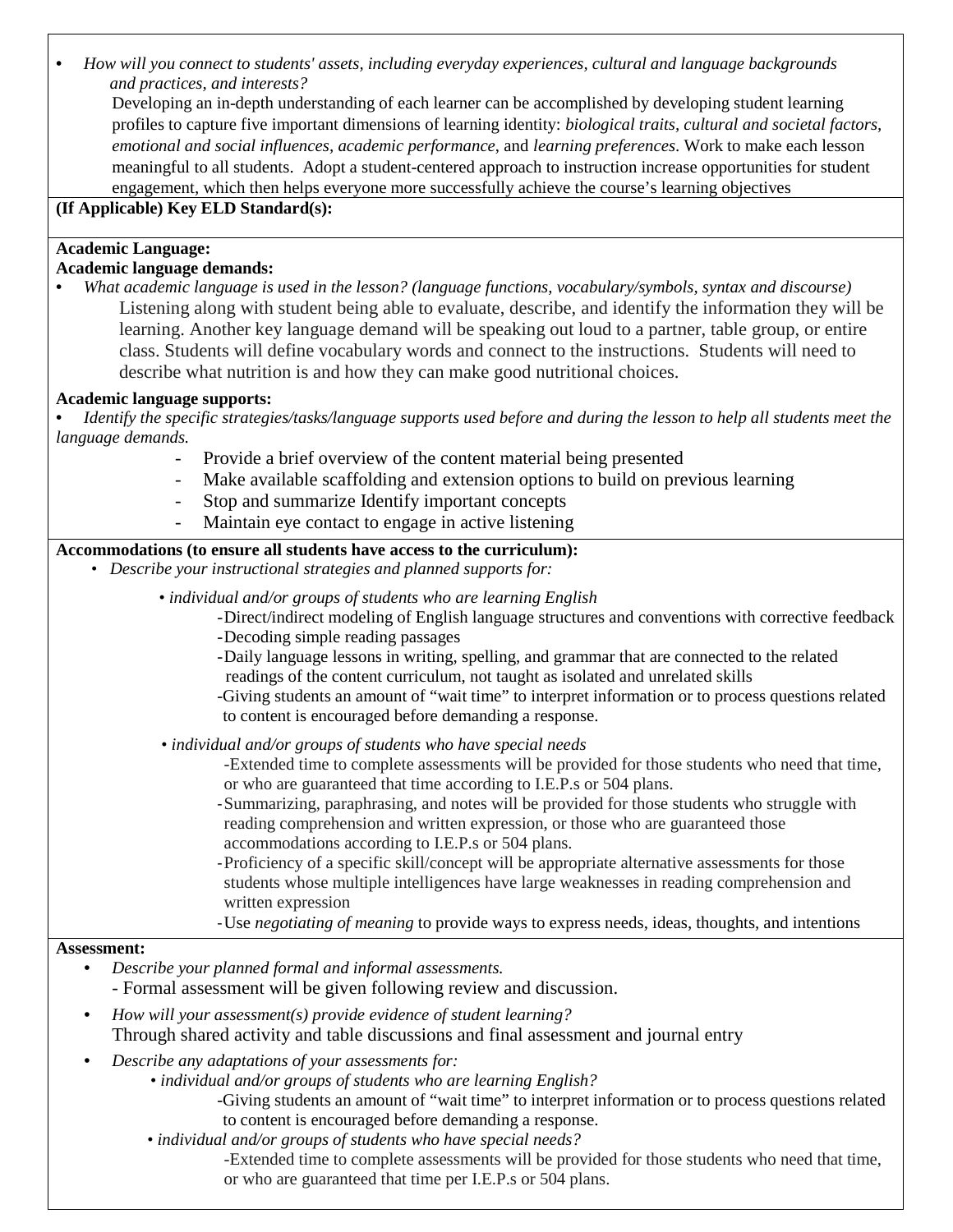- *How will you connect to students' assets, including everyday experiences, cultural and language backgrounds and practices, and interests?*

  Developing an in-depth understanding of each learner can be accomplished by developing student learning profiles to capture five important dimensions of learning identity: *biological traits, cultural and societal factors, emotional and social influences, academic performance*, and *learning preferences*. Work to make each lesson meaningful to all students. Adopt a student-centered approach to instruction increase opportunities for student engagement, which then helps everyone more successfully achieve the course's learning objectives

**(If Applicable) Key ELD Standard(s):**

**Academic Language:**

**Academic language demands:**

- *What academic language is used in the lesson? (language functions, vocabulary/symbols, syntax and discourse)*

  Listening along with student being able to evaluate, describe, and identify the information they will be learning. Another key language demand will be speaking out loud to a partner, table group, or entire class. Students will define vocabulary words and connect to the instructions. Students will need to describe what nutrition is and how they can make good nutritional choices.

**Academic language supports:**

- *Identify the specific strategies/tasks/language supports used before and during the lesson to help all students meet the language demands.*
  - Provide a brief overview of the content material being presented
  - Make available scaffolding and extension options to build on previous learning
  - Stop and summarize Identify important concepts
  - Maintain eye contact to engage in active listening

**Accommodations (to ensure all students have access to the curriculum):**

- *Describe your instructional strategies and planned supports for:*
  - *individual and/or groups of students who are learning English*
    - Direct/indirect modeling of English language structures and conventions with corrective feedback
    - Decoding simple reading passages
    - Daily language lessons in writing, spelling, and grammar that are connected to the related readings of the content curriculum, not taught as isolated and unrelated skills
    - Giving students an amount of "wait time" to interpret information or to process questions related to content is encouraged before demanding a response.
  - *individual and/or groups of students who have special needs*
    - Extended time to complete assessments will be provided for those students who need that time, or who are guaranteed that time according to I.E.P.s or 504 plans.
    - Summarizing, paraphrasing, and notes will be provided for those students who struggle with reading comprehension and written expression, or those who are guaranteed those accommodations according to I.E.P.s or 504 plans.
    - Proficiency of a specific skill/concept will be appropriate alternative assessments for those students whose multiple intelligences have large weaknesses in reading comprehension and written expression
    - Use *negotiating of meaning* to provide ways to express needs, ideas, thoughts, and intentions

**Assessment:**

- *Describe your planned formal and informal assessments.*
  - Formal assessment will be given following review and discussion.
- *How will your assessment(s) provide evidence of student learning?*

  Through shared activity and table discussions and final assessment and journal entry
- *Describe any adaptations of your assessments for:*
  - *individual and/or groups of students who are learning English?*
    - Giving students an amount of "wait time" to interpret information or to process questions related to content is encouraged before demanding a response.
  - *individual and/or groups of students who have special needs?*
    - Extended time to complete assessments will be provided for those students who need that time, or who are guaranteed that time per I.E.P.s or 504 plans.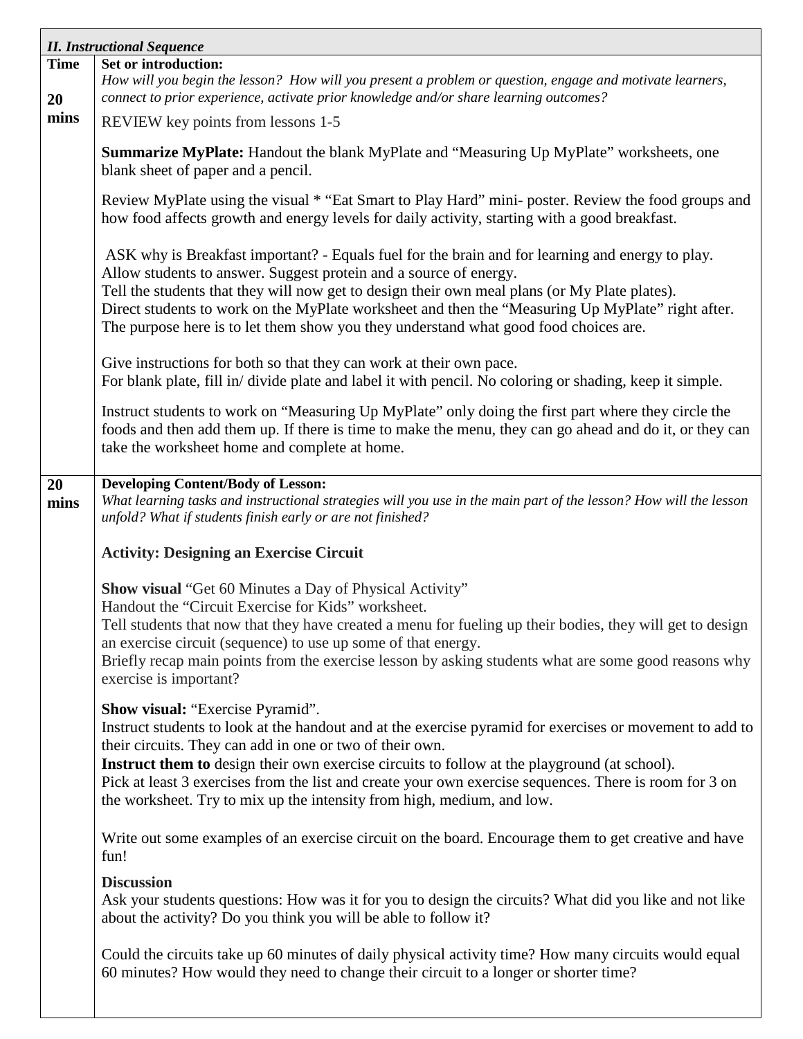| *II. Instructional Sequence* | |
|---|---|
| **Time**<br><br>**20 mins** | **Set or introduction:**<br>*How will you begin the lesson? How will you present a problem or question, engage and motivate learners, connect to prior experience, activate prior knowledge and/or share learning outcomes?*<br><br>REVIEW key points from lessons 1-5<br><br>**Summarize MyPlate:** Handout the blank MyPlate and "Measuring Up MyPlate" worksheets, one blank sheet of paper and a pencil.<br><br>Review MyPlate using the visual * "Eat Smart to Play Hard" mini- poster. Review the food groups and how food affects growth and energy levels for daily activity, starting with a good breakfast.<br><br>ASK why is Breakfast important? - Equals fuel for the brain and for learning and energy to play. Allow students to answer. Suggest protein and a source of energy.<br>Tell the students that they will now get to design their own meal plans (or My Plate plates).<br>Direct students to work on the MyPlate worksheet and then the "Measuring Up MyPlate" right after. The purpose here is to let them show you they understand what good food choices are.<br><br>Give instructions for both so that they can work at their own pace.<br>For blank plate, fill in/ divide plate and label it with pencil. No coloring or shading, keep it simple.<br><br>Instruct students to work on "Measuring Up MyPlate" only doing the first part where they circle the foods and then add them up. If there is time to make the menu, they can go ahead and do it, or they can take the worksheet home and complete at home. |
| **20 mins** | **Developing Content/Body of Lesson:**<br>*What learning tasks and instructional strategies will you use in the main part of the lesson? How will the lesson unfold? What if students finish early or are not finished?*<br><br>**Activity: Designing an Exercise Circuit**<br><br>**Show visual** "Get 60 Minutes a Day of Physical Activity"<br>Handout the "Circuit Exercise for Kids" worksheet.<br>Tell students that now that they have created a menu for fueling up their bodies, they will get to design an exercise circuit (sequence) to use up some of that energy.<br>Briefly recap main points from the exercise lesson by asking students what are some good reasons why exercise is important?<br><br>**Show visual:** "Exercise Pyramid".<br>Instruct students to look at the handout and at the exercise pyramid for exercises or movement to add to their circuits. They can add in one or two of their own.<br>**Instruct them to** design their own exercise circuits to follow at the playground (at school).<br>Pick at least 3 exercises from the list and create your own exercise sequences. There is room for 3 on the worksheet. Try to mix up the intensity from high, medium, and low.<br><br>Write out some examples of an exercise circuit on the board. Encourage them to get creative and have fun!<br><br>**Discussion**<br>Ask your students questions: How was it for you to design the circuits? What did you like and not like about the activity? Do you think you will be able to follow it?<br><br>Could the circuits take up 60 minutes of daily physical activity time? How many circuits would equal 60 minutes? How would they need to change their circuit to a longer or shorter time? |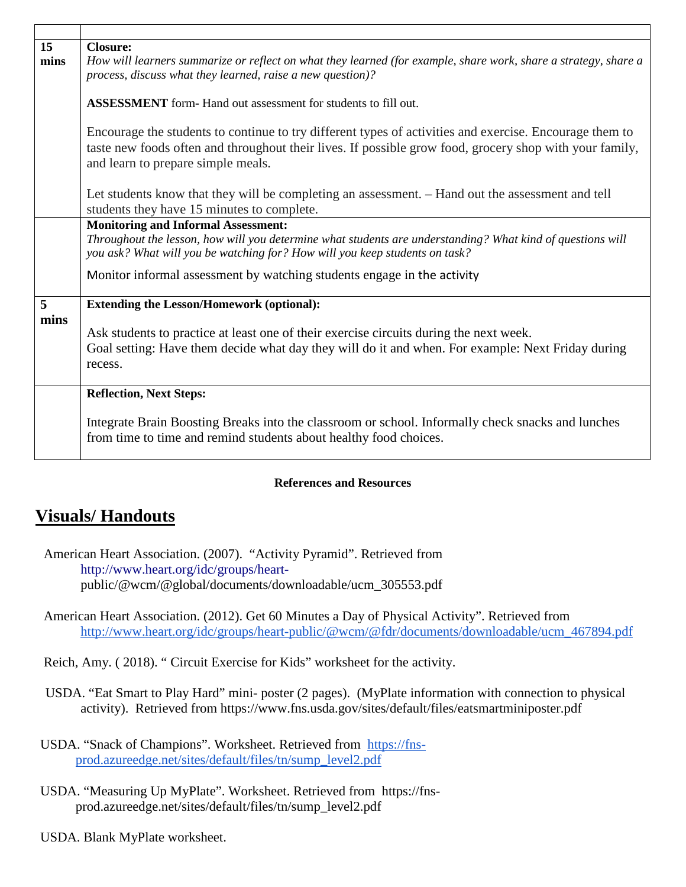| | |
|---|---|
| **15 mins** | **Closure:**<br>*How will learners summarize or reflect on what they learned (for example, share work, share a strategy, share a process, discuss what they learned, raise a new question)?*<br><br>**ASSESSMENT** form- Hand out assessment for students to fill out.<br><br>Encourage the students to continue to try different types of activities and exercise. Encourage them to taste new foods often and throughout their lives. If possible grow food, grocery shop with your family, and learn to prepare simple meals.<br><br>Let students know that they will be completing an assessment. – Hand out the assessment and tell students they have 15 minutes to complete. |
| | **Monitoring and Informal Assessment:**<br>*Throughout the lesson, how will you determine what students are understanding? What kind of questions will you ask? What will you be watching for? How will you keep students on task?*<br><br>Monitor informal assessment by watching students engage in the activity |
| **5 mins** | **Extending the Lesson/Homework (optional):**<br><br>Ask students to practice at least one of their exercise circuits during the next week.<br>Goal setting: Have them decide what day they will do it and when. For example: Next Friday during recess. |
| | **Reflection, Next Steps:**<br><br>Integrate Brain Boosting Breaks into the classroom or school. Informally check snacks and lunches from time to time and remind students about healthy food choices. |

**References and Resources**

## Visuals/ Handouts

American Heart Association. (2007). "Activity Pyramid". Retrieved from http://www.heart.org/idc/groups/heart-public/@wcm/@global/documents/downloadable/ucm_305553.pdf

American Heart Association. (2012). Get 60 Minutes a Day of Physical Activity". Retrieved from http://www.heart.org/idc/groups/heart-public/@wcm/@fdr/documents/downloadable/ucm_467894.pdf

Reich, Amy. ( 2018). " Circuit Exercise for Kids" worksheet for the activity.

USDA. "Eat Smart to Play Hard" mini- poster (2 pages). (MyPlate information with connection to physical activity). Retrieved from https://www.fns.usda.gov/sites/default/files/eatsmartminiposter.pdf

USDA. "Snack of Champions". Worksheet. Retrieved from https://fns-prod.azureedge.net/sites/default/files/tn/sump_level2.pdf

USDA. "Measuring Up MyPlate". Worksheet. Retrieved from https://fns-prod.azureedge.net/sites/default/files/tn/sump_level2.pdf

USDA. Blank MyPlate worksheet.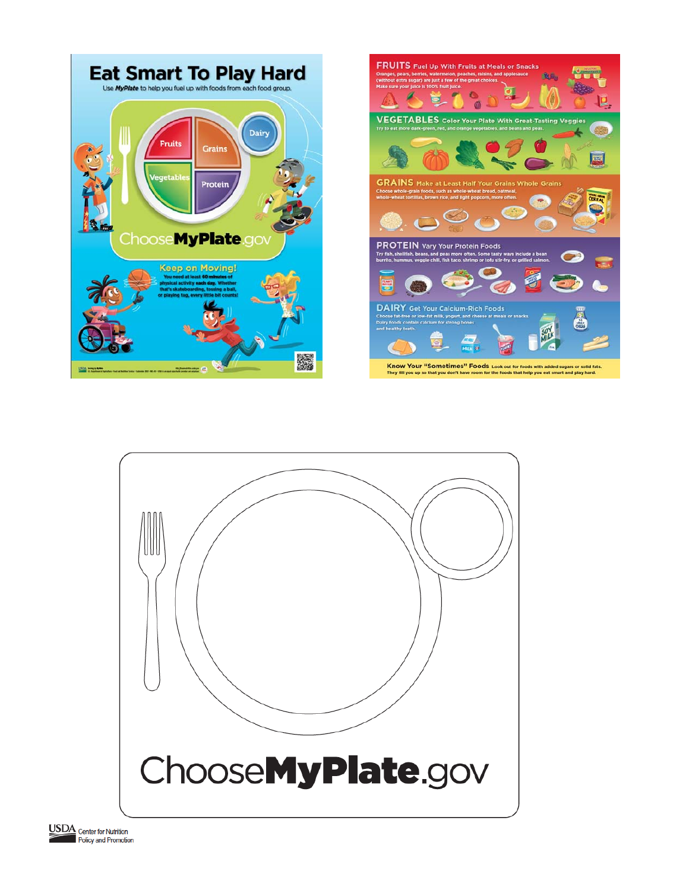# Eat Smart To Play Hard

Use *MyPlate* to help you fuel up with foods from each food group.

Fruits

Grains

Dairy

Vegetables

Protein

ChooseMyPlate.gov

## Keep on Moving!

You need at least **60 minutes** of physical activity **each day**. Whether that's skateboarding, tossing a ball, or playing tag, every little bit counts!

**FRUITS** Fuel Up With Fruits at Meals or Snacks

Oranges, pears, berries, watermelon, peaches, raisins, and applesauce (without extra sugar) are just a few of the great choices. Make sure your juice is 100% fruit juice.

**VEGETABLES** Color Your Plate With Great-Tasting Veggies

Try to eat more dark-green, red, and orange vegetables, and beans and peas.

**GRAINS** Make at Least Half Your Grains Whole Grains

Choose whole-grain foods, such as whole-wheat bread, oatmeal, whole-wheat tortillas, brown rice, and light popcorn, more often.

**PROTEIN** Vary Your Protein Foods

Try fish, shellfish, beans, and peas more often. Some tasty ways include a bean burrito, hummus, veggie chili, fish taco, shrimp or tofu stir-fry, or grilled salmon.

**DAIRY** Get Your Calcium-Rich Foods

Choose fat-free or low-fat milk, yogurt, and cheese at meals or snacks. Dairy foods contain calcium for strong bones and healthy teeth.

**Know Your "Sometimes" Foods** Look out for foods with added sugars or solid fats. They fill you up so that you don't have room for the foods that help you eat smart and play hard.

ChooseMyPlate.gov

USDA Center for Nutrition Policy and Promotion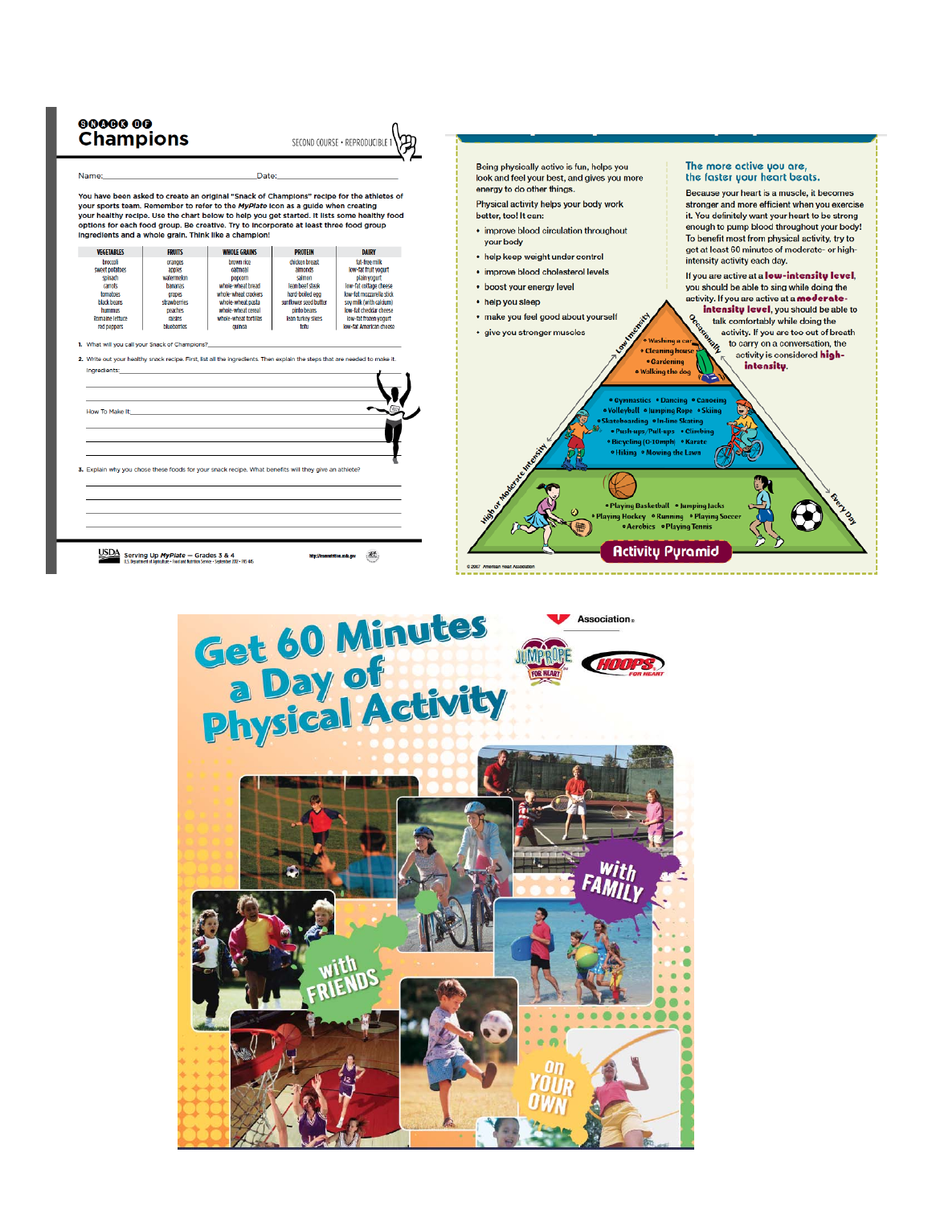# Snack of Champions

SECOND COURSE • REPRODUCIBLE 1

Name:_______________________________ Date:_______________________________

You have been asked to create an original "Snack of Champions" recipe for the athletes of your sports team. Remember to refer to the *MyPlate* icon as a guide when creating your healthy recipe. Use the chart below to help you get started. It lists some healthy food options for each food group. Be creative. Try to incorporate at least three food group ingredients and a whole grain. Think like a champion!

| VEGETABLES | FRUITS | WHOLE GRAINS | PROTEIN | DAIRY |
|---|---|---|---|---|
| broccoli | oranges | brown rice | chicken breast | fat-free milk |
| sweet potatoes | apples | oatmeal | almonds | low-fat fruit yogurt |
| spinach | watermelon | popcorn | salmon | plain yogurt |
| carrots | bananas | whole-wheat bread | lean beef steak | low-fat cottage cheese |
| tomatoes | grapes | whole-wheat crackers | hard-boiled egg | low-fat mozzarella stick |
| black beans | strawberries | whole-wheat pasta | sunflower seed butter | soy milk (with calcium) |
| hummus | peaches | whole-wheat cereal | pinto beans | low-fat cheddar cheese |
| Romaine lettuce | raisins | whole-wheat tortillas | lean turkey slices | low-fat frozen yogurt |
| red peppers | blueberries | quinoa | tofu | low-fat American cheese |

1. What will you call your Snack of Champions?_______________________________

2. Write out your healthy snack recipe. First, list all the ingredients. Then explain the steps that are needed to make it.

Ingredients:_______________________________

How To Make It:_______________________________

3. Explain why you chose these foods for your snack recipe. What benefits will they give an athlete?

_______________________________

USDA Serving Up *MyPlate* — Grades 3 & 4

---

Being physically active is fun, helps you look and feel your best, and gives you more energy to do other things.

Physical activity helps your body work better, too! It can:

- improve blood circulation throughout your body
- help keep weight under control
- improve blood cholesterol levels
- boost your energy level
- help you sleep
- make you feel good about yourself
- give you stronger muscles

## The more active you are, the faster your heart beats.

Because your heart is a muscle, it becomes stronger and more efficient when you exercise it. You definitely want your heart to be strong enough to pump blood throughout your body! To benefit most from physical activity, try to get at least 60 minutes of moderate- or high-intensity activity each day.

If you are active at a **low-intensity level**, you should be able to sing while doing the activity. If you are active at a **moderate-intensity level**, you should be able to talk comfortably while doing the activity. If you are too out of breath to carry on a conversation, the activity is considered **high-intensity**.

**Activity Pyramid**

Low Intensity / Occasionally:
- Washing a car
- Cleaning house
- Gardening
- Walking the dog

- Gymnastics
- Dancing
- Canoeing
- Volleyball
- Jumping Rope
- Skiing
- Skateboarding
- In-line Skating
- Push-ups/Pull-ups
- Climbing
- Bicycling (0-10mph)
- Karate
- Hiking
- Moving the Lawn

High or Moderate Intensity / Every Day:
- Playing Basketball
- Jumping Jacks
- Playing Hockey
- Running
- Playing Soccer
- Aerobics
- Playing Tennis

© 2007 American Heart Association

---

# Get 60 Minutes a Day of Physical Activity

Association

JUMP ROPE FOR HEART

HOOPS FOR HEART

with FAMILY

with FRIENDS

on YOUR OWN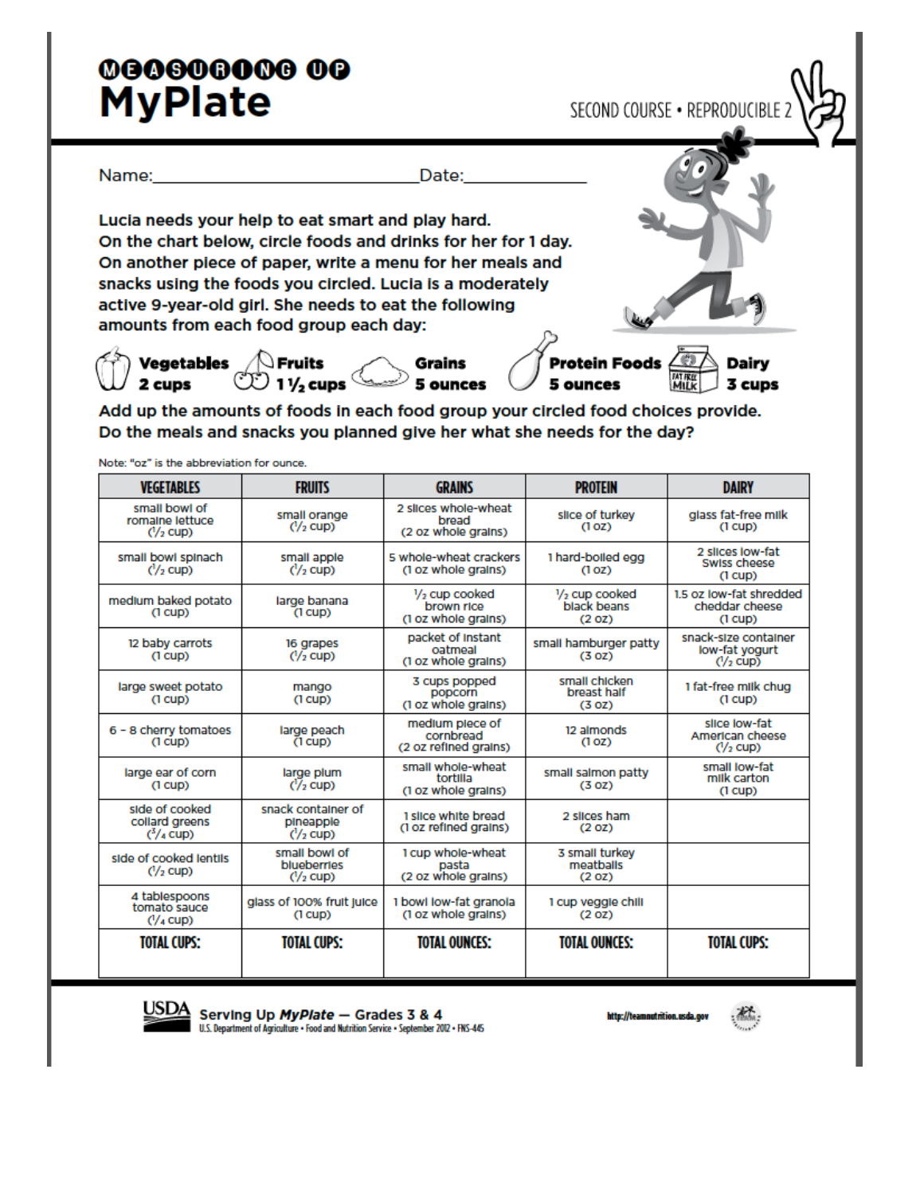# MEASURING UP MyPlate

SECOND COURSE • REPRODUCIBLE 2

Name:______________________________ Date:_____________

**Lucia needs your help to eat smart and play hard. On the chart below, circle foods and drinks for her for 1 day. On another piece of paper, write a menu for her meals and snacks using the foods you circled. Lucia is a moderately active 9-year-old girl. She needs to eat the following amounts from each food group each day:**

**Vegetables 2 cups** | **Fruits 1 1/2 cups** | **Grains 5 ounces** | **Protein Foods 5 ounces** | **Dairy 3 cups**

**Add up the amounts of foods in each food group your circled food choices provide. Do the meals and snacks you planned give her what she needs for the day?**

Note: "oz" is the abbreviation for ounce.

| VEGETABLES | FRUITS | GRAINS | PROTEIN | DAIRY |
|---|---|---|---|---|
| small bowl of romaine lettuce (1/2 cup) | small orange (1/2 cup) | 2 slices whole-wheat bread (2 oz whole grains) | slice of turkey (1 oz) | glass fat-free milk (1 cup) |
| small bowl spinach (1/2 cup) | small apple (1/2 cup) | 5 whole-wheat crackers (1 oz whole grains) | 1 hard-boiled egg (1 oz) | 2 slices low-fat Swiss cheese (1 cup) |
| medium baked potato (1 cup) | large banana (1 cup) | 1/2 cup cooked brown rice (1 oz whole grains) | 1/2 cup cooked black beans (2 oz) | 1.5 oz low-fat shredded cheddar cheese (1 cup) |
| 12 baby carrots (1 cup) | 16 grapes (1/2 cup) | packet of instant oatmeal (1 oz whole grains) | small hamburger patty (3 oz) | snack-size container low-fat yogurt (1/2 cup) |
| large sweet potato (1 cup) | mango (1 cup) | 3 cups popped popcorn (1 oz whole grains) | small chicken breast half (3 oz) | 1 fat-free milk chug (1 cup) |
| 6 – 8 cherry tomatoes (1 cup) | large peach (1 cup) | medium piece of cornbread (2 oz refined grains) | 12 almonds (1 oz) | slice low-fat American cheese (1/2 cup) |
| large ear of corn (1 cup) | large plum (1/2 cup) | small whole-wheat tortilla (1 oz whole grains) | small salmon patty (3 oz) | small low-fat milk carton (1 cup) |
| side of cooked collard greens (3/4 cup) | snack container of pineapple (1/2 cup) | 1 slice white bread (1 oz refined grains) | 2 slices ham (2 oz) | |
| side of cooked lentils (1/2 cup) | small bowl of blueberries (1/2 cup) | 1 cup whole-wheat pasta (2 oz whole grains) | 3 small turkey meatballs (2 oz) | |
| 4 tablespoons tomato sauce (1/4 cup) | glass of 100% fruit juice (1 cup) | 1 bowl low-fat granola (1 oz whole grains) | 1 cup veggie chili (2 oz) | |
| **TOTAL CUPS:** | **TOTAL CUPS:** | **TOTAL OUNCES:** | **TOTAL OUNCES:** | **TOTAL CUPS:** |

USDA Serving Up *MyPlate* — Grades 3 & 4
U.S. Department of Agriculture • Food and Nutrition Service • September 2012 • FNS-445

http://teamnutrition.usda.gov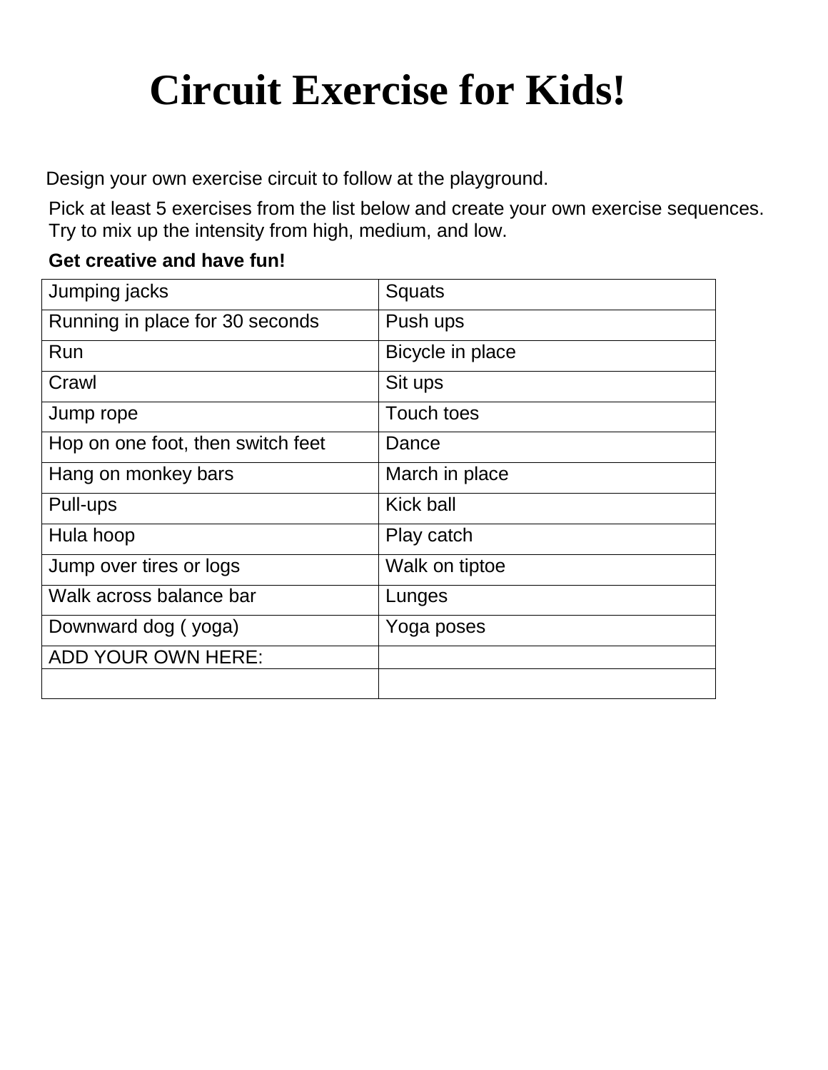# Circuit Exercise for Kids!

Design your own exercise circuit to follow at the playground.

Pick at least 5 exercises from the list below and create your own exercise sequences. Try to mix up the intensity from high, medium, and low.

**Get creative and have fun!**

| Jumping jacks | Squats |
|---|---|
| Running in place for 30 seconds | Push ups |
| Run | Bicycle in place |
| Crawl | Sit ups |
| Jump rope | Touch toes |
| Hop on one foot, then switch feet | Dance |
| Hang on monkey bars | March in place |
| Pull-ups | Kick ball |
| Hula hoop | Play catch |
| Jump over tires or logs | Walk on tiptoe |
| Walk across balance bar | Lunges |
| Downward dog ( yoga) | Yoga poses |
| ADD YOUR OWN HERE: | |
| | |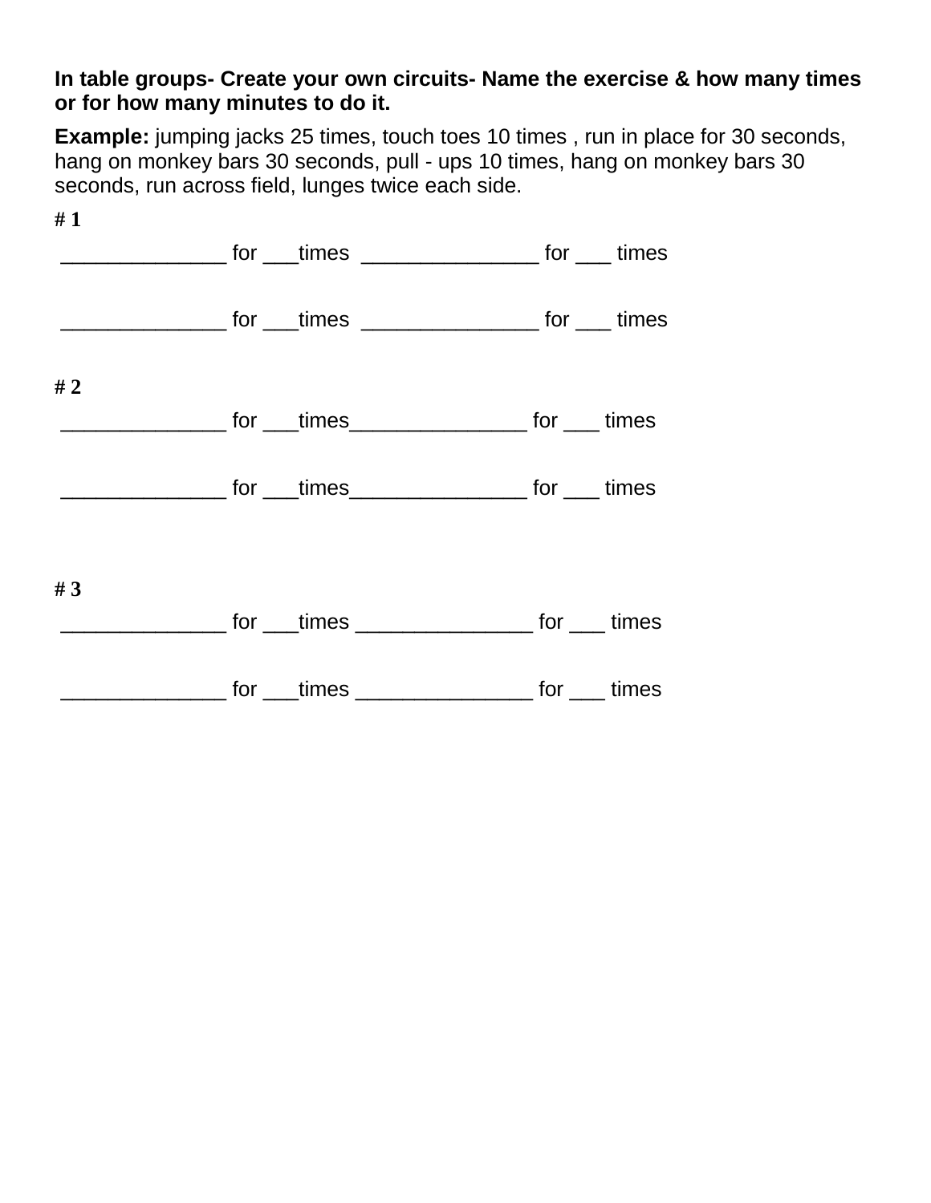**In table groups- Create your own circuits- Name the exercise & how many times or for how many minutes to do it.**

**Example:** jumping jacks 25 times, touch toes 10 times , run in place for 30 seconds, hang on monkey bars 30 seconds, pull - ups 10 times, hang on monkey bars 30 seconds, run across field, lunges twice each side.

**# 1**

______________ for ___times _______________ for ___ times

______________ for ___times _______________ for ___ times

**# 2**

______________ for ___times_______________ for ___ times

______________ for ___times_______________ for ___ times

**# 3**

______________ for ___times _______________ for ___ times

______________ for ___times _______________ for ___ times